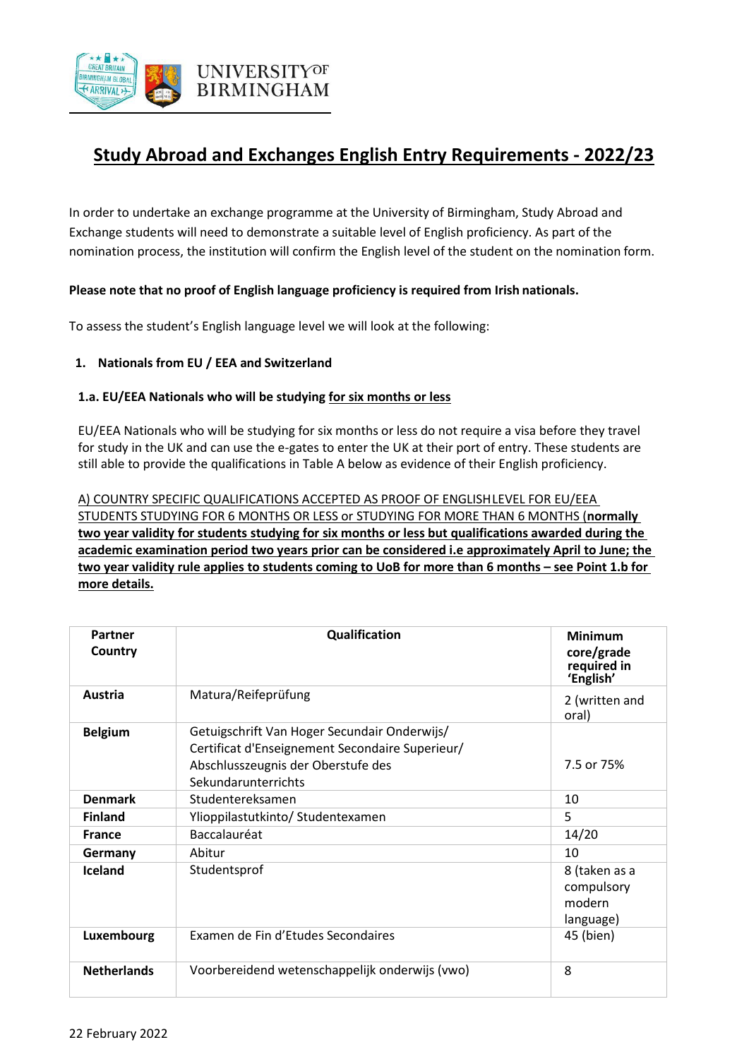# Study Abroad and Exchanges English Entry Requirements - 2022/23

In order to undertake an exchange programme at the University of Birmingham, Study Abroad and Exchange students will need to demonstrate a suitable level of English proficiency. As part of the nomination process, the institution will confirm the English level of the student on the nomination form.

**Please note that no proof of English language proficiency is required from Irish nationals.**

To assess the student's English language level we will look at the following:

## 1. Nationals from EU / EEA and Switzerland

### 1.a. EU/EEA Nationals who will be studying for six months or less

EU/EEA Nationals who will be studying for six months or less do not require a visa before they travel for study in the UK and can use the e-gates to enter the UK at their port of entry. These students are still able to provide the qualifications in Table A below as evidence of their English proficiency.

A) COUNTRY SPECIFIC QUALIFICATIONS ACCEPTED AS PROOF OF ENGLISH LEVEL FOR EU/EEA STUDENTS STUDYING FOR 6 MONTHS OR LESS or STUDYING FOR MORE THAN 6 MONTHS (**normally two year validity for students studying for six months or less but qualifications awarded during the academic examination period two years prior can be considered i.e approximately April to June; the two year validity rule applies to students coming to UoB for more than 6 months – see Point 1.b for more details.**

| Partner Country | Qualification | Minimum core/grade required in 'English' |
|---|---|---|
| **Austria** | Matura/Reifeprüfung | 2 (written and oral) |
| **Belgium** | Getuigschrift Van Hoger Secundair Onderwijs/ Certificat d'Enseignement Secondaire Superieur/ Abschlusszeugnis der Oberstufe des Sekundarunterrichts | 7.5 or 75% |
| **Denmark** | Studentereksamen | 10 |
| **Finland** | Ylioppilastutkinto/ Studentexamen | 5 |
| **France** | Baccalauréat | 14/20 |
| **Germany** | Abitur | 10 |
| **Iceland** | Studentsprof | 8 (taken as a compulsory modern language) |
| **Luxembourg** | Examen de Fin d'Etudes Secondaires | 45 (bien) |
| **Netherlands** | Voorbereidend wetenschappelijk onderwijs (vwo) | 8 |

22 February 2022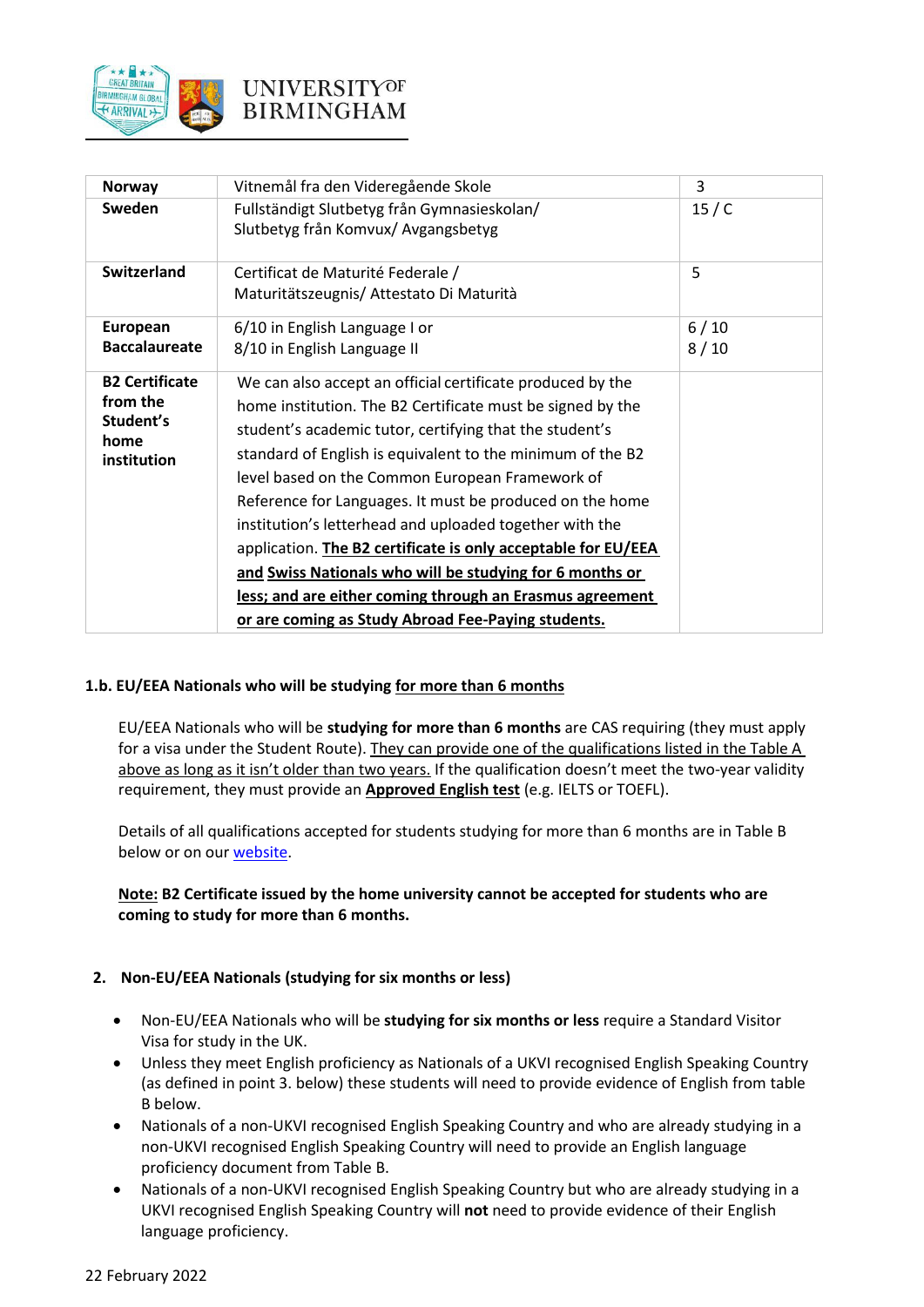| | | |
|---|---|---|
| **Norway** | Vitnemål fra den Videregående Skole | 3 |
| **Sweden** | Fullständigt Slutbetyg från Gymnasieskolan/ Slutbetyg från Komvux/ Avgangsbetyg | 15 / C |
| **Switzerland** | Certificat de Maturité Federale / Maturitätszeugnis/ Attestato Di Maturità | 5 |
| **European Baccalaureate** | 6/10 in English Language I or<br>8/10 in English Language II | 6 / 10<br>8 / 10 |
| **B2 Certificate from the Student's home institution** | We can also accept an official certificate produced by the home institution. The B2 Certificate must be signed by the student's academic tutor, certifying that the student's standard of English is equivalent to the minimum of the B2 level based on the Common European Framework of Reference for Languages. It must be produced on the home institution's letterhead and uploaded together with the application. **The B2 certificate is only acceptable for EU/EEA and Swiss Nationals who will be studying for 6 months or less; and are either coming through an Erasmus agreement or are coming as Study Abroad Fee-Paying students.** | |

**1.b. EU/EEA Nationals who will be studying for more than 6 months**

EU/EEA Nationals who will be **studying for more than 6 months** are CAS requiring (they must apply for a visa under the Student Route). They can provide one of the qualifications listed in the Table A above as long as it isn't older than two years. If the qualification doesn't meet the two-year validity requirement, they must provide an **Approved English test** (e.g. IELTS or TOEFL).

Details of all qualifications accepted for students studying for more than 6 months are in Table B below or on our website.

**Note: B2 Certificate issued by the home university cannot be accepted for students who are coming to study for more than 6 months.**

**2. Non-EU/EEA Nationals (studying for six months or less)**

- Non-EU/EEA Nationals who will be **studying for six months or less** require a Standard Visitor Visa for study in the UK.
- Unless they meet English proficiency as Nationals of a UKVI recognised English Speaking Country (as defined in point 3. below) these students will need to provide evidence of English from table B below.
- Nationals of a non-UKVI recognised English Speaking Country and who are already studying in a non-UKVI recognised English Speaking Country will need to provide an English language proficiency document from Table B.
- Nationals of a non-UKVI recognised English Speaking Country but who are already studying in a UKVI recognised English Speaking Country will **not** need to provide evidence of their English language proficiency.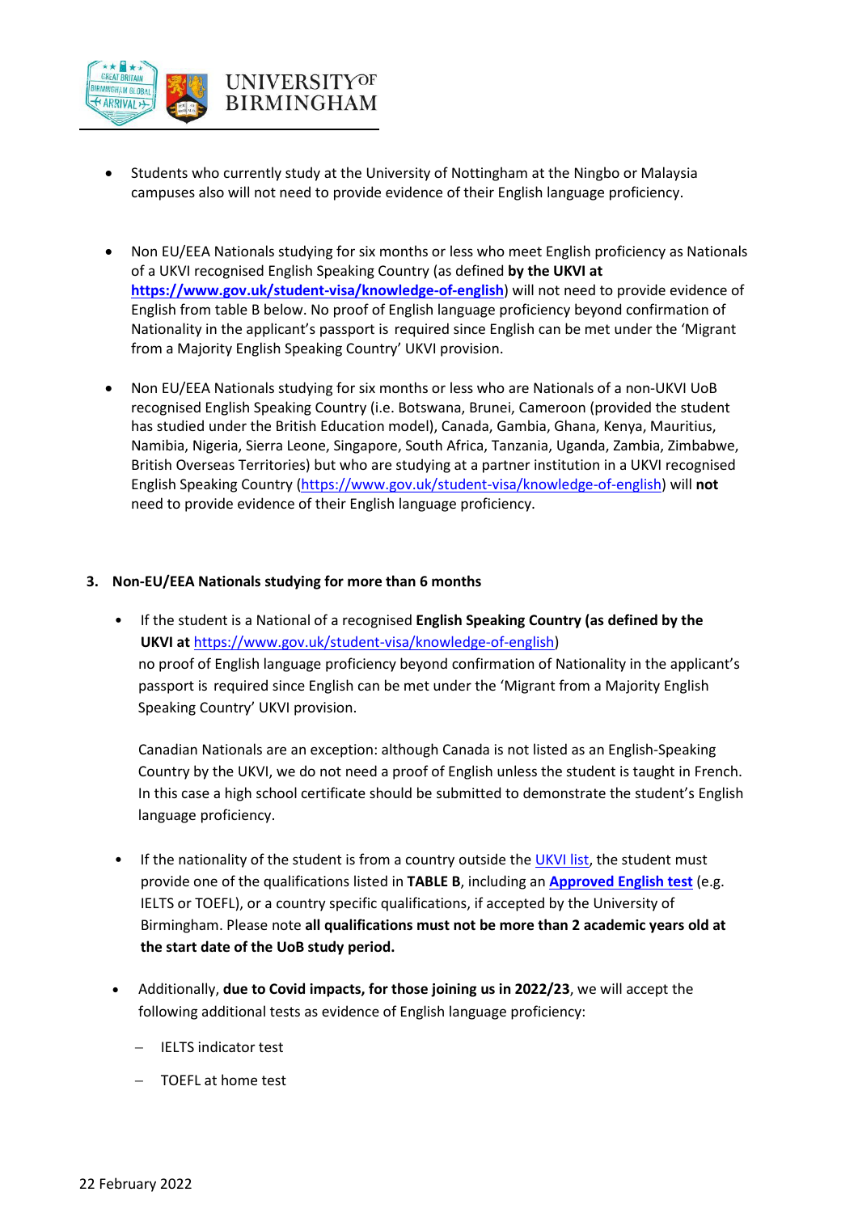- Students who currently study at the University of Nottingham at the Ningbo or Malaysia campuses also will not need to provide evidence of their English language proficiency.

- Non EU/EEA Nationals studying for six months or less who meet English proficiency as Nationals of a UKVI recognised English Speaking Country (as defined **by the UKVI at** **https://www.gov.uk/student-visa/knowledge-of-english**) will not need to provide evidence of English from table B below. No proof of English language proficiency beyond confirmation of Nationality in the applicant's passport is required since English can be met under the 'Migrant from a Majority English Speaking Country' UKVI provision.

- Non EU/EEA Nationals studying for six months or less who are Nationals of a non-UKVI UoB recognised English Speaking Country (i.e. Botswana, Brunei, Cameroon (provided the student has studied under the British Education model), Canada, Gambia, Ghana, Kenya, Mauritius, Namibia, Nigeria, Sierra Leone, Singapore, South Africa, Tanzania, Uganda, Zambia, Zimbabwe, British Overseas Territories) but who are studying at a partner institution in a UKVI recognised English Speaking Country (https://www.gov.uk/student-visa/knowledge-of-english) will **not** need to provide evidence of their English language proficiency.

### 3. Non-EU/EEA Nationals studying for more than 6 months

- If the student is a National of a recognised **English Speaking Country (as defined by the UKVI at** https://www.gov.uk/student-visa/knowledge-of-english)
  no proof of English language proficiency beyond confirmation of Nationality in the applicant's passport is required since English can be met under the 'Migrant from a Majority English Speaking Country' UKVI provision.

  Canadian Nationals are an exception: although Canada is not listed as an English-Speaking Country by the UKVI, we do not need a proof of English unless the student is taught in French. In this case a high school certificate should be submitted to demonstrate the student's English language proficiency.

- If the nationality of the student is from a country outside the UKVI list, the student must provide one of the qualifications listed in **TABLE B**, including an **Approved English test** (e.g. IELTS or TOEFL), or a country specific qualifications, if accepted by the University of Birmingham. Please note **all qualifications must not be more than 2 academic years old at the start date of the UoB study period.**

- Additionally, **due to Covid impacts, for those joining us in 2022/23**, we will accept the following additional tests as evidence of English language proficiency:
  - IELTS indicator test
  - TOEFL at home test

22 February 2022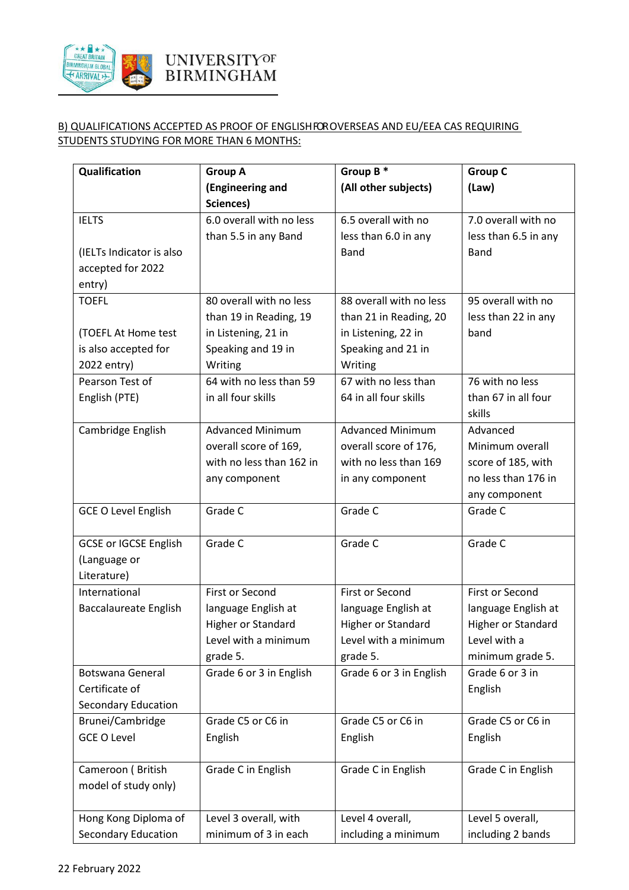B) QUALIFICATIONS ACCEPTED AS PROOF OF ENGLISH FOR OVERSEAS AND EU/EEA CAS REQUIRING STUDENTS STUDYING FOR MORE THAN 6 MONTHS:

| Qualification | Group A (Engineering and Sciences) | Group B * (All other subjects) | Group C (Law) |
|---|---|---|---|
| IELTS (IELTs Indicator is also accepted for 2022 entry) | 6.0 overall with no less than 5.5 in any Band | 6.5 overall with no less than 6.0 in any Band | 7.0 overall with no less than 6.5 in any Band |
| TOEFL (TOEFL At Home test is also accepted for 2022 entry) | 80 overall with no less than 19 in Reading, 19 in Listening, 21 in Speaking and 19 in Writing | 88 overall with no less than 21 in Reading, 20 in Listening, 22 in Speaking and 21 in Writing | 95 overall with no less than 22 in any band |
| Pearson Test of English (PTE) | 64 with no less than 59 in all four skills | 67 with no less than 64 in all four skills | 76 with no less than 67 in all four skills |
| Cambridge English | Advanced Minimum overall score of 169, with no less than 162 in any component | Advanced Minimum overall score of 176, with no less than 169 in any component | Advanced Minimum overall score of 185, with no less than 176 in any component |
| GCE O Level English | Grade C | Grade C | Grade C |
| GCSE or IGCSE English (Language or Literature) | Grade C | Grade C | Grade C |
| International Baccalaureate English | First or Second language English at Higher or Standard Level with a minimum grade 5. | First or Second language English at Higher or Standard Level with a minimum grade 5. | First or Second language English at Higher or Standard Level with a minimum grade 5. |
| Botswana General Certificate of Secondary Education | Grade 6 or 3 in English | Grade 6 or 3 in English | Grade 6 or 3 in English |
| Brunei/Cambridge GCE O Level | Grade C5 or C6 in English | Grade C5 or C6 in English | Grade C5 or C6 in English |
| Cameroon ( British model of study only) | Grade C in English | Grade C in English | Grade C in English |
| Hong Kong Diploma of Secondary Education | Level 3 overall, with minimum of 3 in each | Level 4 overall, including a minimum | Level 5 overall, including 2 bands |

22 February 2022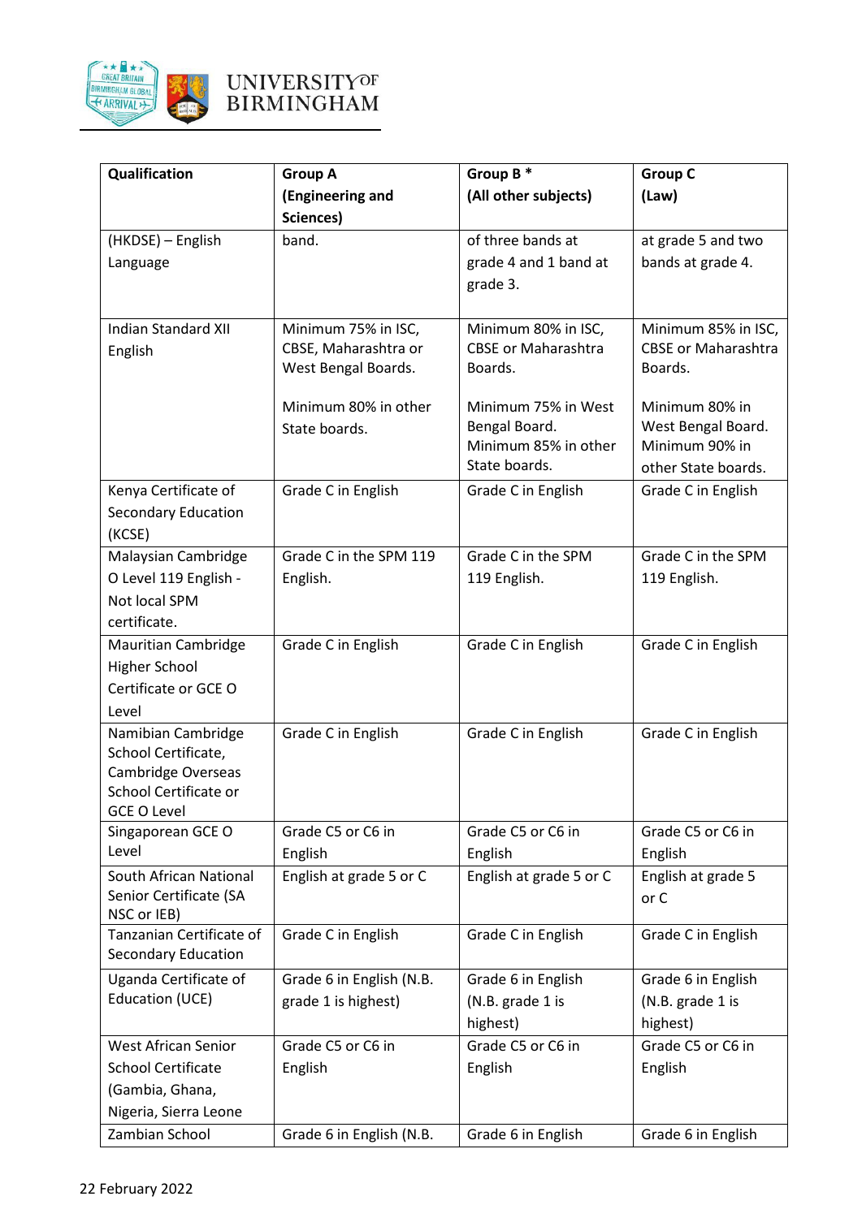| Qualification | Group A (Engineering and Sciences) | Group B * (All other subjects) | Group C (Law) |
|---|---|---|---|
| (HKDSE) – English Language | band. | of three bands at grade 4 and 1 band at grade 3. | at grade 5 and two bands at grade 4. |
| Indian Standard XII English | Minimum 75% in ISC, CBSE, Maharashtra or West Bengal Boards. Minimum 80% in other State boards. | Minimum 80% in ISC, CBSE or Maharashtra Boards. Minimum 75% in West Bengal Board. Minimum 85% in other State boards. | Minimum 85% in ISC, CBSE or Maharashtra Boards. Minimum 80% in West Bengal Board. Minimum 90% in other State boards. |
| Kenya Certificate of Secondary Education (KCSE) | Grade C in English | Grade C in English | Grade C in English |
| Malaysian Cambridge O Level 119 English - Not local SPM certificate. | Grade C in the SPM 119 English. | Grade C in the SPM 119 English. | Grade C in the SPM 119 English. |
| Mauritian Cambridge Higher School Certificate or GCE O Level | Grade C in English | Grade C in English | Grade C in English |
| Namibian Cambridge School Certificate, Cambridge Overseas School Certificate or GCE O Level | Grade C in English | Grade C in English | Grade C in English |
| Singaporean GCE O Level | Grade C5 or C6 in English | Grade C5 or C6 in English | Grade C5 or C6 in English |
| South African National Senior Certificate (SA NSC or IEB) | English at grade 5 or C | English at grade 5 or C | English at grade 5 or C |
| Tanzanian Certificate of Secondary Education | Grade C in English | Grade C in English | Grade C in English |
| Uganda Certificate of Education (UCE) | Grade 6 in English (N.B. grade 1 is highest) | Grade 6 in English (N.B. grade 1 is highest) | Grade 6 in English (N.B. grade 1 is highest) |
| West African Senior School Certificate (Gambia, Ghana, Nigeria, Sierra Leone | Grade C5 or C6 in English | Grade C5 or C6 in English | Grade C5 or C6 in English |
| Zambian School | Grade 6 in English (N.B. | Grade 6 in English | Grade 6 in English |

22 February 2022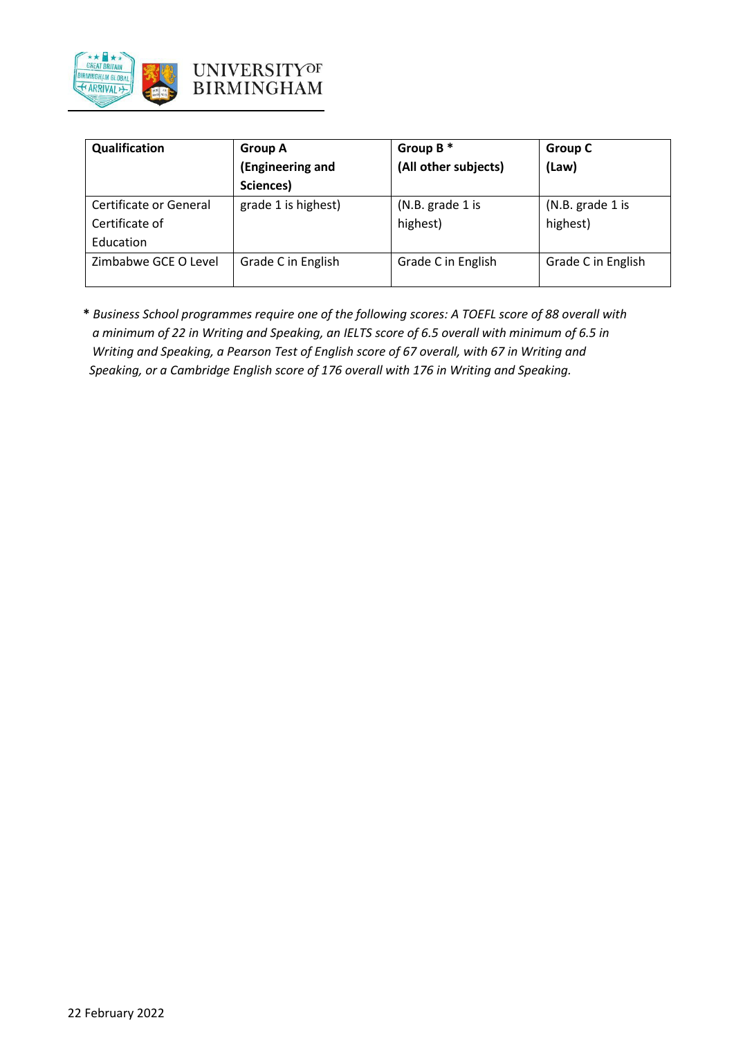| Qualification | Group A (Engineering and Sciences) | Group B * (All other subjects) | Group C (Law) |
|---|---|---|---|
| Certificate or General Certificate of Education | grade 1 is highest) | (N.B. grade 1 is highest) | (N.B. grade 1 is highest) |
| Zimbabwe GCE O Level | Grade C in English | Grade C in English | Grade C in English |

**\*** *Business School programmes require one of the following scores: A TOEFL score of 88 overall with a minimum of 22 in Writing and Speaking, an IELTS score of 6.5 overall with minimum of 6.5 in Writing and Speaking, a Pearson Test of English score of 67 overall, with 67 in Writing and Speaking, or a Cambridge English score of 176 overall with 176 in Writing and Speaking.*

22 February 2022